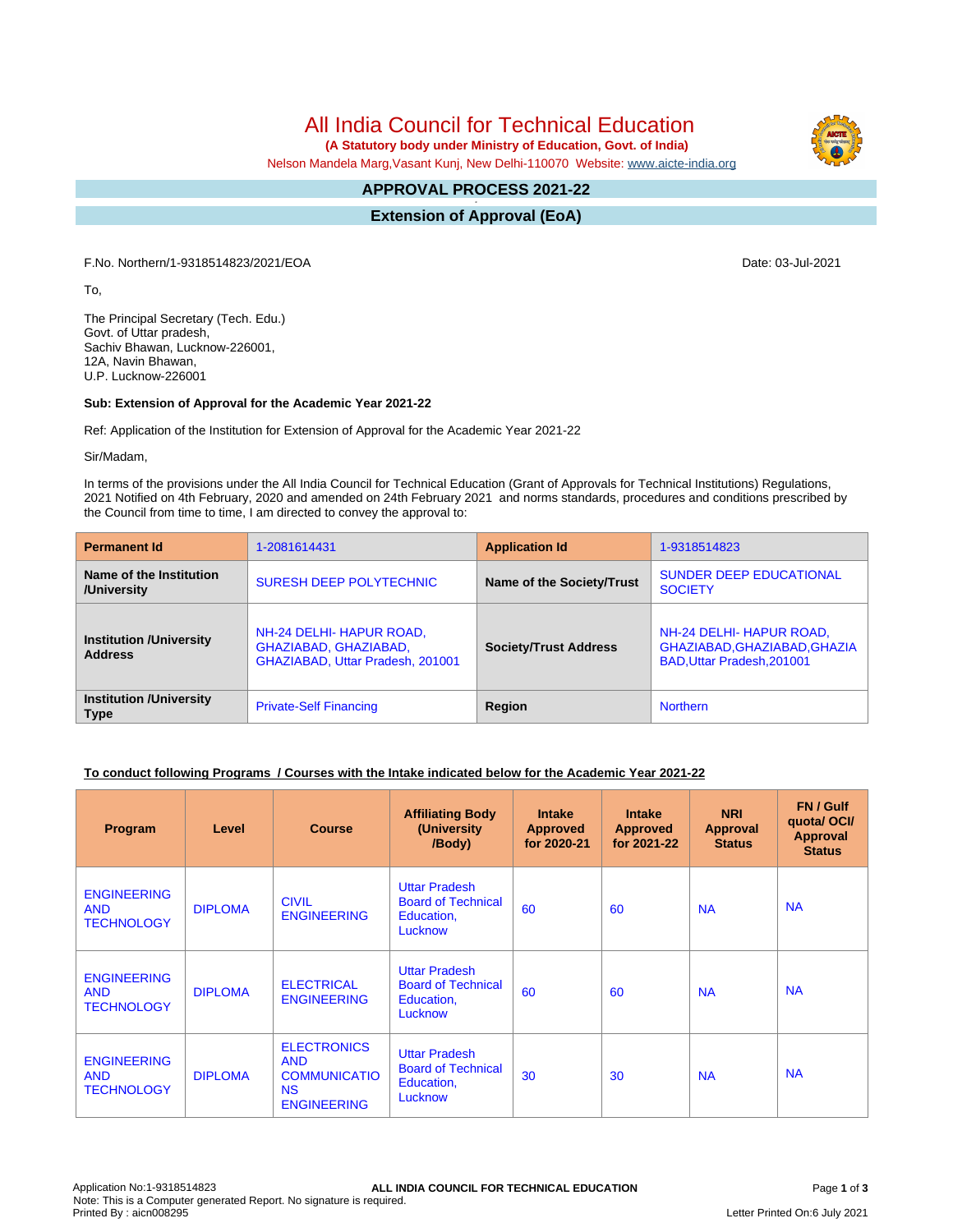# All India Council for Technical Education

**(A Statutory body under Ministry of Education, Govt. of India)**

Nelson Mandela Marg,Vasant Kunj, New Delhi-110070 Website: www.aicte-india.org

## APPROVAL PROCESS 2021-22

## Extension of Approval (EoA)

F.No. Northern/1-9318514823/2021/EOA

Date: 03-Jul-2021

To,

The Principal Secretary (Tech. Edu.)
Govt. of Uttar pradesh,
Sachiv Bhawan, Lucknow-226001,
12A, Navin Bhawan,
U.P. Lucknow-226001

**Sub: Extension of Approval for the Academic Year 2021-22**

Ref: Application of the Institution for Extension of Approval for the Academic Year 2021-22

Sir/Madam,

In terms of the provisions under the All India Council for Technical Education (Grant of Approvals for Technical Institutions) Regulations, 2021 Notified on 4th February, 2020 and amended on 24th February 2021 and norms standards, procedures and conditions prescribed by the Council from time to time, I am directed to convey the approval to:

| **Permanent Id** | 1-2081614431 | **Application Id** | 1-9318514823 |
|---|---|---|---|
| **Name of the Institution /University** | SURESH DEEP POLYTECHNIC | **Name of the Society/Trust** | SUNDER DEEP EDUCATIONAL SOCIETY |
| **Institution /University Address** | NH-24 DELHI- HAPUR ROAD, GHAZIABAD, GHAZIABAD, GHAZIABAD, Uttar Pradesh, 201001 | **Society/Trust Address** | NH-24 DELHI- HAPUR ROAD, GHAZIABAD,GHAZIABAD,GHAZIABAD,Uttar Pradesh,201001 |
| **Institution /University Type** | Private-Self Financing | **Region** | Northern |

**To conduct following Programs / Courses with the Intake indicated below for the Academic Year 2021-22**

| Program | Level | Course | Affiliating Body (University /Body) | Intake Approved for 2020-21 | Intake Approved for 2021-22 | NRI Approval Status | FN / Gulf quota/ OCI/ Approval Status |
|---|---|---|---|---|---|---|---|
| ENGINEERING AND TECHNOLOGY | DIPLOMA | CIVIL ENGINEERING | Uttar Pradesh Board of Technical Education, Lucknow | 60 | 60 | NA | NA |
| ENGINEERING AND TECHNOLOGY | DIPLOMA | ELECTRICAL ENGINEERING | Uttar Pradesh Board of Technical Education, Lucknow | 60 | 60 | NA | NA |
| ENGINEERING AND TECHNOLOGY | DIPLOMA | ELECTRONICS AND COMMUNICATIONS ENGINEERING | Uttar Pradesh Board of Technical Education, Lucknow | 30 | 30 | NA | NA |

Application No:1-9318514823
Note: This is a Computer generated Report. No signature is required.
Printed By : aicn008295

Letter Printed On:6 July 2021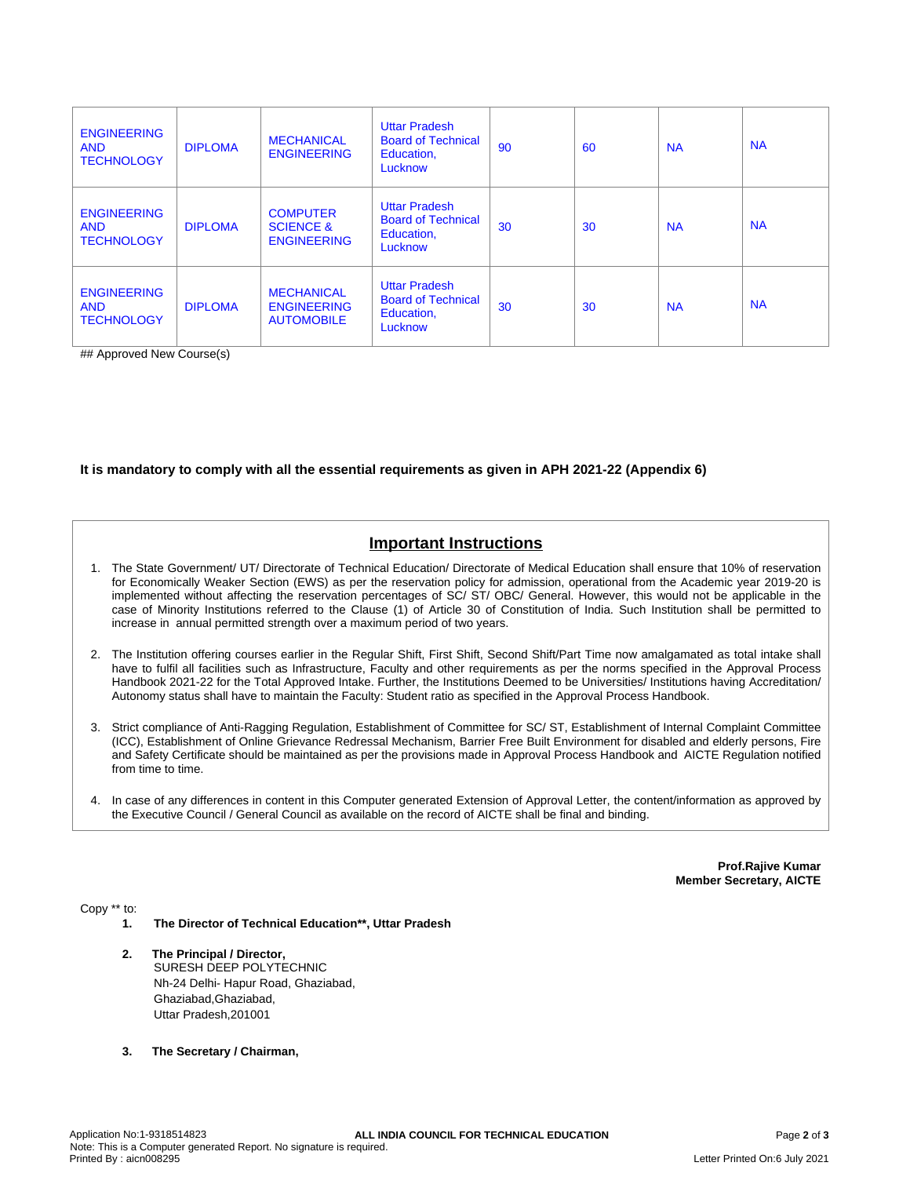| ENGINEERING AND TECHNOLOGY | DIPLOMA | MECHANICAL ENGINEERING | Uttar Pradesh Board of Technical Education, Lucknow | 90 | 60 | NA | NA |
|---|---|---|---|---|---|---|---|
| ENGINEERING AND TECHNOLOGY | DIPLOMA | COMPUTER SCIENCE & ENGINEERING | Uttar Pradesh Board of Technical Education, Lucknow | 30 | 30 | NA | NA |
| ENGINEERING AND TECHNOLOGY | DIPLOMA | MECHANICAL ENGINEERING AUTOMOBILE | Uttar Pradesh Board of Technical Education, Lucknow | 30 | 30 | NA | NA |

## Approved New Course(s)

**It is mandatory to comply with all the essential requirements as given in APH 2021-22 (Appendix 6)**

## Important Instructions

1. The State Government/ UT/ Directorate of Technical Education/ Directorate of Medical Education shall ensure that 10% of reservation for Economically Weaker Section (EWS) as per the reservation policy for admission, operational from the Academic year 2019-20 is implemented without affecting the reservation percentages of SC/ ST/ OBC/ General. However, this would not be applicable in the case of Minority Institutions referred to the Clause (1) of Article 30 of Constitution of India. Such Institution shall be permitted to increase in annual permitted strength over a maximum period of two years.

2. The Institution offering courses earlier in the Regular Shift, First Shift, Second Shift/Part Time now amalgamated as total intake shall have to fulfil all facilities such as Infrastructure, Faculty and other requirements as per the norms specified in the Approval Process Handbook 2021-22 for the Total Approved Intake. Further, the Institutions Deemed to be Universities/ Institutions having Accreditation/ Autonomy status shall have to maintain the Faculty: Student ratio as specified in the Approval Process Handbook.

3. Strict compliance of Anti-Ragging Regulation, Establishment of Committee for SC/ ST, Establishment of Internal Complaint Committee (ICC), Establishment of Online Grievance Redressal Mechanism, Barrier Free Built Environment for disabled and elderly persons, Fire and Safety Certificate should be maintained as per the provisions made in Approval Process Handbook and AICTE Regulation notified from time to time.

4. In case of any differences in content in this Computer generated Extension of Approval Letter, the content/information as approved by the Executive Council / General Council as available on the record of AICTE shall be final and binding.

**Prof.Rajive Kumar**
**Member Secretary, AICTE**

Copy ** to:

1. **The Director of Technical Education**, Uttar Pradesh**

2. **The Principal / Director,**
   SURESH DEEP POLYTECHNIC
   Nh-24 Delhi- Hapur Road, Ghaziabad,
   Ghaziabad,Ghaziabad,
   Uttar Pradesh,201001

3. **The Secretary / Chairman,**

Application No:1-9318514823
Note: This is a Computer generated Report. No signature is required.
Printed By : aicn008295
Letter Printed On:6 July 2021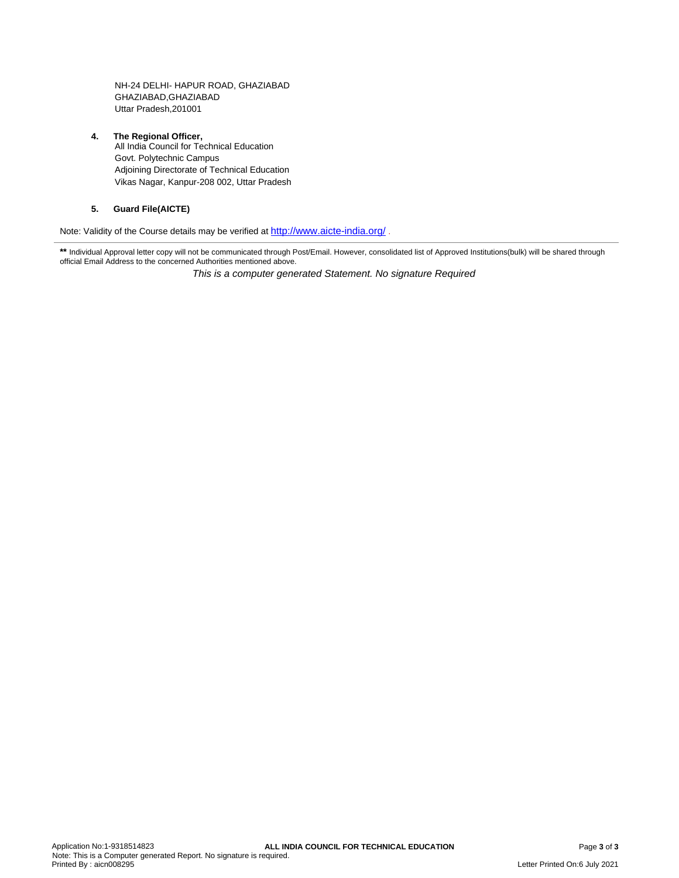NH-24 DELHI- HAPUR ROAD, GHAZIABAD
GHAZIABAD,GHAZIABAD
Uttar Pradesh,201001

4. **The Regional Officer,**
   All India Council for Technical Education
   Govt. Polytechnic Campus
   Adjoining Directorate of Technical Education
   Vikas Nagar, Kanpur-208 002, Uttar Pradesh

5. **Guard File(AICTE)**

Note: Validity of the Course details may be verified at http://www.aicte-india.org/ .

---

**\*\*** Individual Approval letter copy will not be communicated through Post/Email. However, consolidated list of Approved Institutions(bulk) will be shared through official Email Address to the concerned Authorities mentioned above.

*This is a computer generated Statement. No signature Required*

Application No:1-9318514823
Note: This is a Computer generated Report. No signature is required.
Printed By : aicn008295

Letter Printed On:6 July 2021